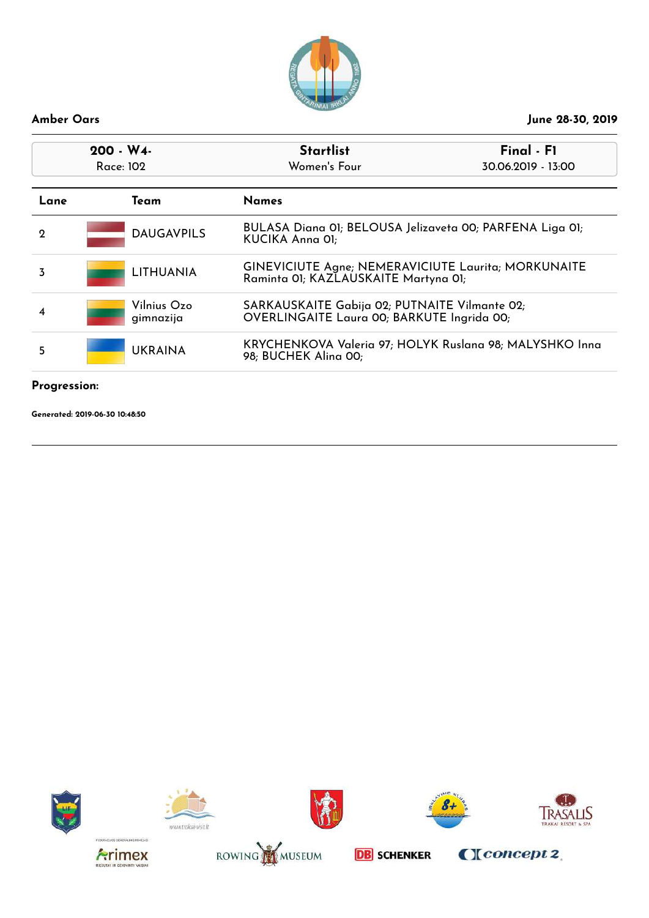**Amber Oars** — **June 28-30, 2019**

| 200 - W4- | Startlist | Final - F1 |
|---|---|---|
| Race: 102 | Women's Four | 30.06.2019 - 13:00 |

| Lane | Team | Names |
|---|---|---|
| 2 | DAUGAVPILS | BULASA Diana 01; BELOUSA Jelizaveta 00; PARFENA Liga 01; KUCIKA Anna 01; |
| 3 | LITHUANIA | GINEVICIUTE Agne; NEMERAVICIUTE Laurita; MORKUNAITE Raminta 01; KAZLAUSKAITE Martyna 01; |
| 4 | Vilnius Ozo gimnazija | SARKAUSKAITE Gabija 02; PUTNAITE Vilmante 02; OVERLINGAITE Laura 00; BARKUTE Ingrida 00; |
| 5 | UKRAINA | KRYCHENKOVA Valeria 97; HOLYK Ruslana 98; MALYSHKO Inna 98; BUCHEK Alina 00; |

**Progression:**

**Generated: 2019-06-30 10:48:50**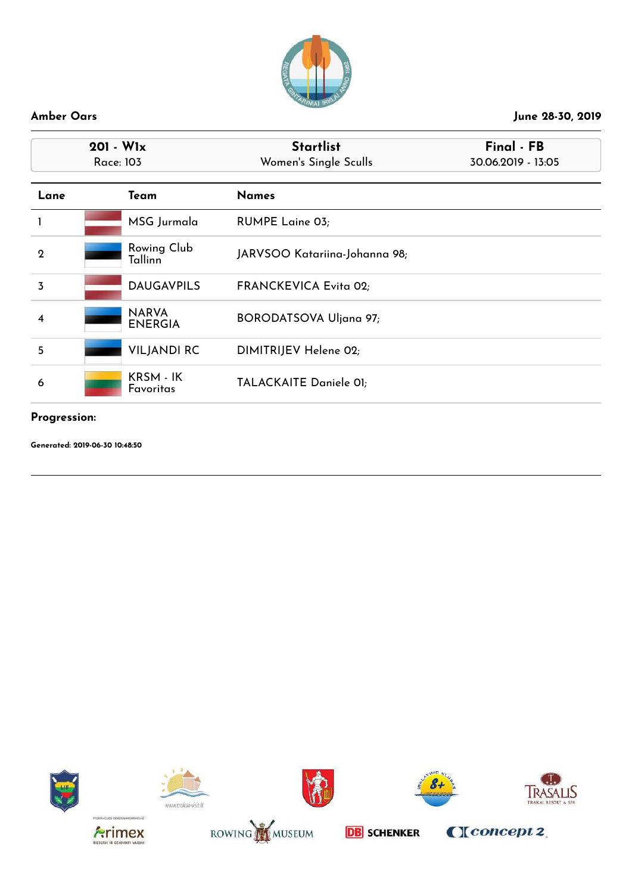Amber Oars

June 28-30, 2019

| 201 - W1x | Startlist | Final - FB |
|---|---|---|
| Race: 103 | Women's Single Sculls | 30.06.2019 - 13:05 |

| Lane | Team | Names |
|---|---|---|
| 1 | MSG Jurmala | RUMPE Laine 03; |
| 2 | Rowing Club Tallinn | JARVSOO Katariina-Johanna 98; |
| 3 | DAUGAVPILS | FRANCKEVICA Evita 02; |
| 4 | NARVA ENERGIA | BORODATSOVA Uljana 97; |
| 5 | VILJANDI RC | DIMITRIJEV Helene 02; |
| 6 | KRSM - IK Favoritas | TALACKAITE Daniele 01; |

**Progression:**

**Generated: 2019-06-30 10:48:50**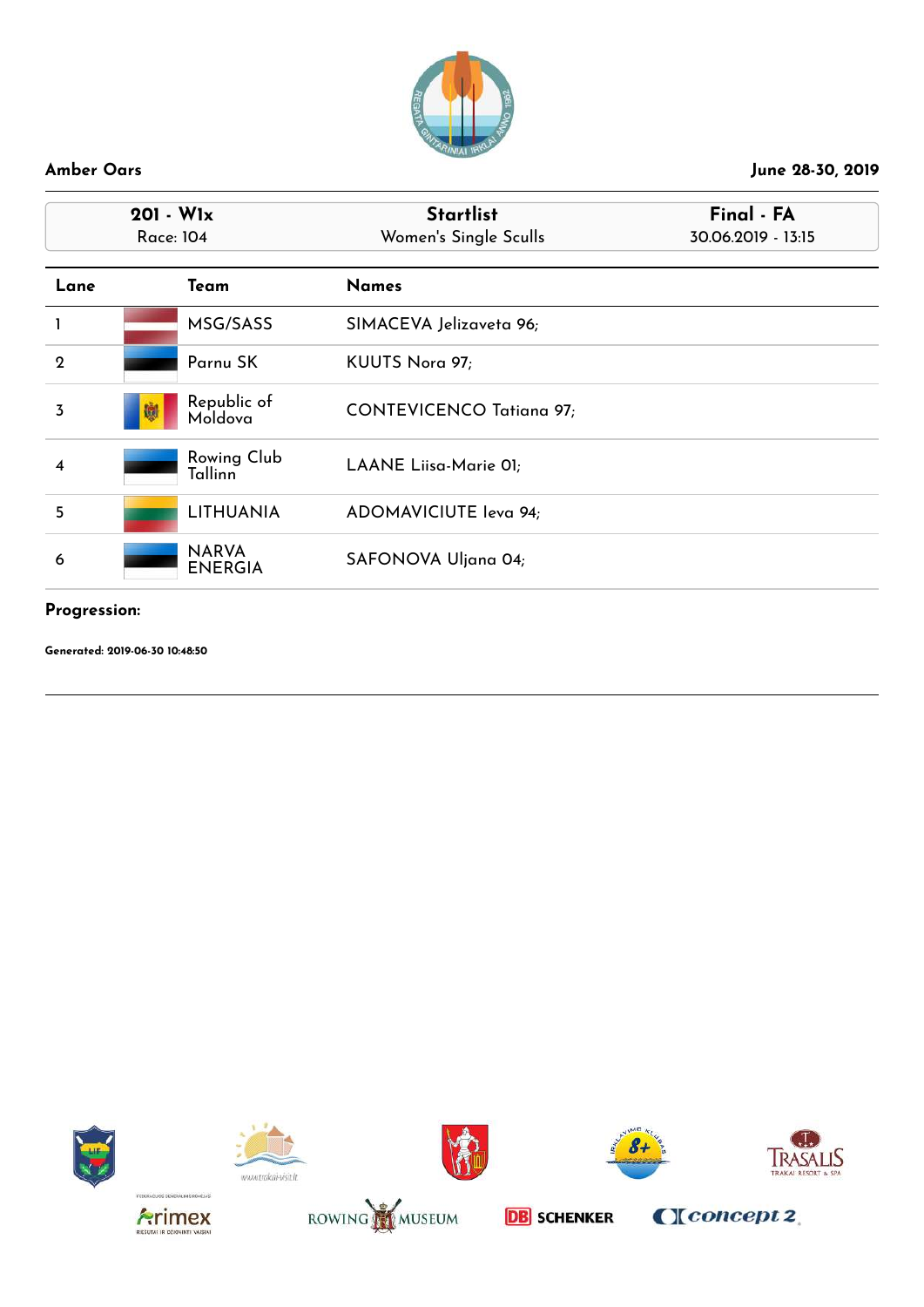**Amber Oars** — June 28-30, 2019

| 201 - W1x | Startlist | Final - FA |
|---|---|---|
| Race: 104 | Women's Single Sculls | 30.06.2019 - 13:15 |

| Lane | Team | Names |
|---|---|---|
| 1 | MSG/SASS | SIMACEVA Jelizaveta 96; |
| 2 | Parnu SK | KUUTS Nora 97; |
| 3 | Republic of Moldova | CONTEVICENCO Tatiana 97; |
| 4 | Rowing Club Tallinn | LAANE Liisa-Marie 01; |
| 5 | LITHUANIA | ADOMAVICIUTE Ieva 94; |
| 6 | NARVA ENERGIA | SAFONOVA Uljana 04; |

**Progression:**

**Generated: 2019-06-30 10:48:50**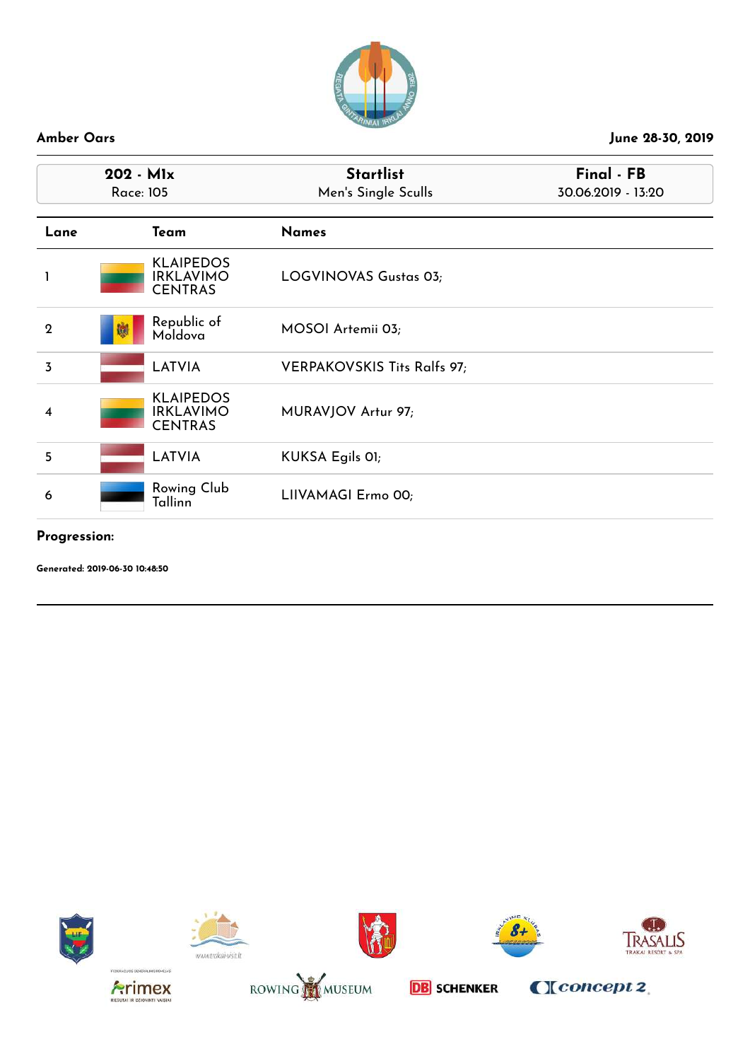**Amber Oars** — **June 28-30, 2019**

| 202 - M1x | Startlist | Final - FB |
|---|---|---|
| Race: 105 | Men's Single Sculls | 30.06.2019 - 13:20 |

| Lane | Team | Names |
|---|---|---|
| 1 | KLAIPEDOS IRKLAVIMO CENTRAS | LOGVINOVAS Gustas 03; |
| 2 | Republic of Moldova | MOSOI Artemii 03; |
| 3 | LATVIA | VERPAKOVSKIS Tits Ralfs 97; |
| 4 | KLAIPEDOS IRKLAVIMO CENTRAS | MURAVJOV Artur 97; |
| 5 | LATVIA | KUKSA Egils 01; |
| 6 | Rowing Club Tallinn | LIIVAMAGI Ermo 00; |

**Progression:**

**Generated: 2019-06-30 10:48:50**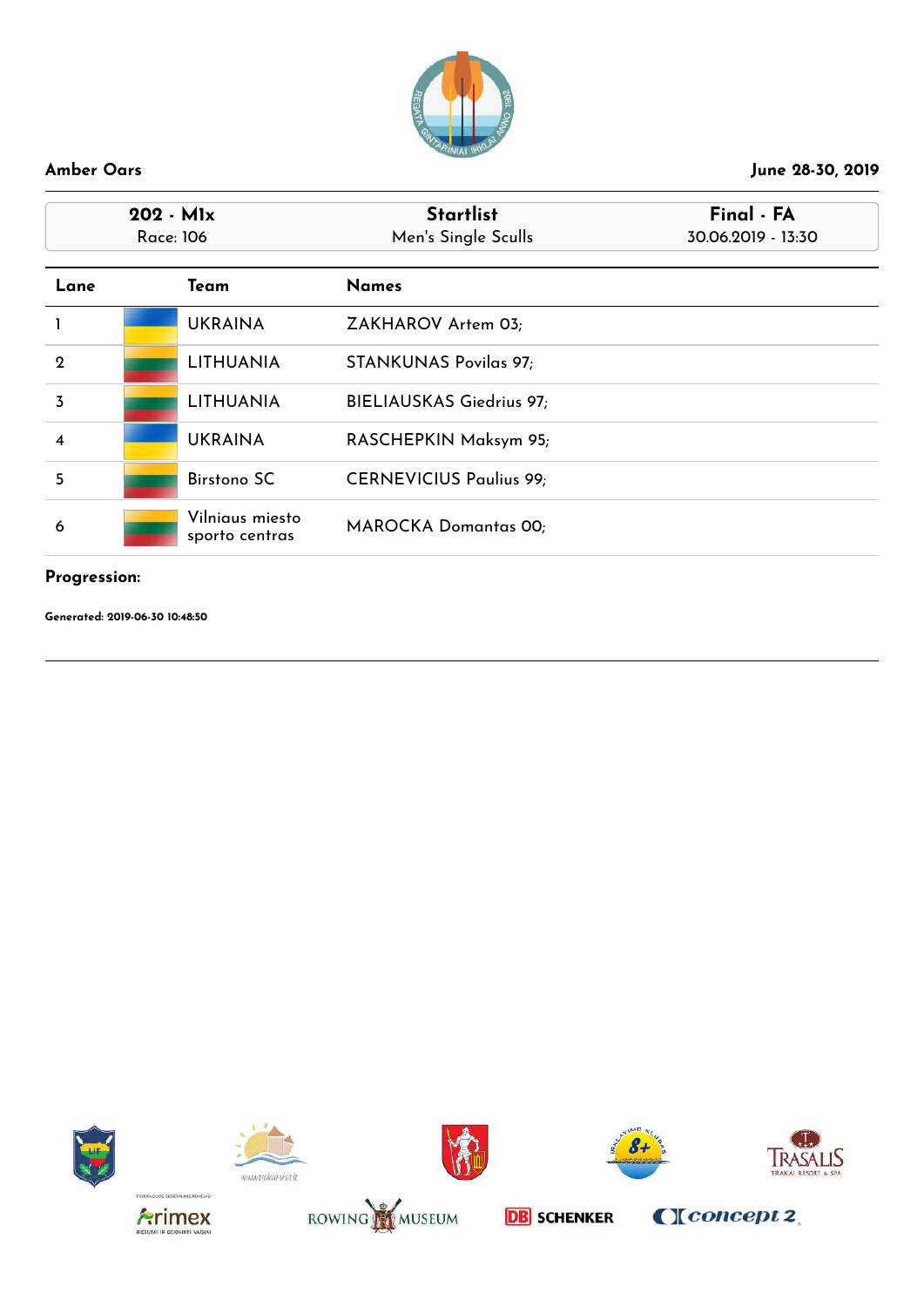**Amber Oars** — June 28-30, 2019

| 202 - M1x | Startlist | Final - FA |
|---|---|---|
| Race: 106 | Men's Single Sculls | 30.06.2019 - 13:30 |

| Lane | Team | Names |
|---|---|---|
| 1 | UKRAINA | ZAKHAROV Artem 03; |
| 2 | LITHUANIA | STANKUNAS Povilas 97; |
| 3 | LITHUANIA | BIELIAUSKAS Giedrius 97; |
| 4 | UKRAINA | RASCHEPKIN Maksym 95; |
| 5 | Birstono SC | CERNEVICIUS Paulius 99; |
| 6 | Vilniaus miesto sporto centras | MAROCKA Domantas 00; |

**Progression:**

**Generated: 2019-06-30 10:48:50**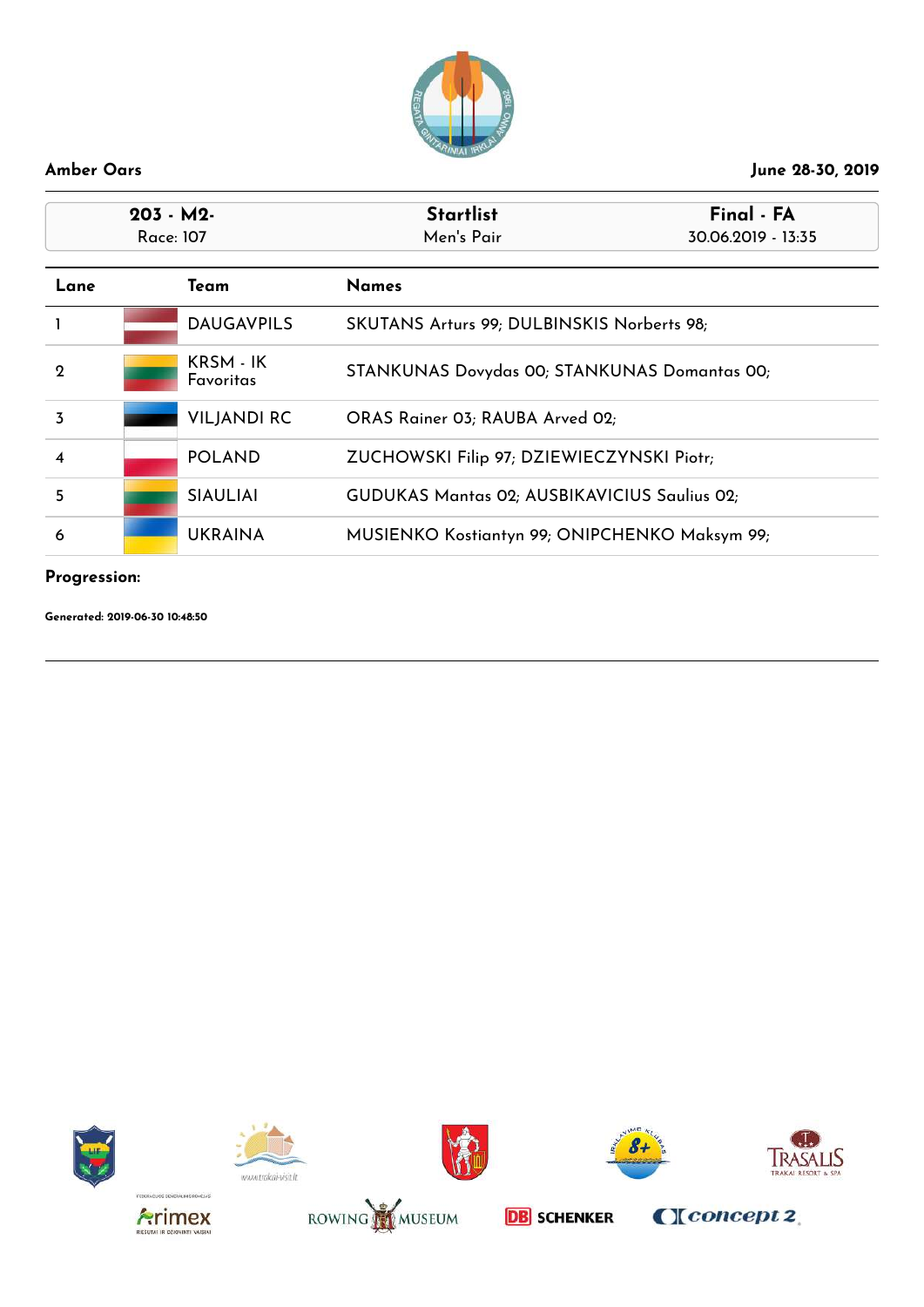**Amber Oars** — June 28-30, 2019

| 203 - M2- | Startlist | Final - FA |
|---|---|---|
| Race: 107 | Men's Pair | 30.06.2019 - 13:35 |

| Lane | Team | Names |
|---|---|---|
| 1 | DAUGAVPILS | SKUTANS Arturs 99; DULBINSKIS Norberts 98; |
| 2 | KRSM - IK Favoritas | STANKUNAS Dovydas 00; STANKUNAS Domantas 00; |
| 3 | VILJANDI RC | ORAS Rainer 03; RAUBA Arved 02; |
| 4 | POLAND | ZUCHOWSKI Filip 97; DZIEWIECZYNSKI Piotr; |
| 5 | SIAULIAI | GUDUKAS Mantas 02; AUSBIKAVICIUS Saulius 02; |
| 6 | UKRAINA | MUSIENKO Kostiantyn 99; ONIPCHENKO Maksym 99; |

**Progression:**

**Generated: 2019-06-30 10:48:50**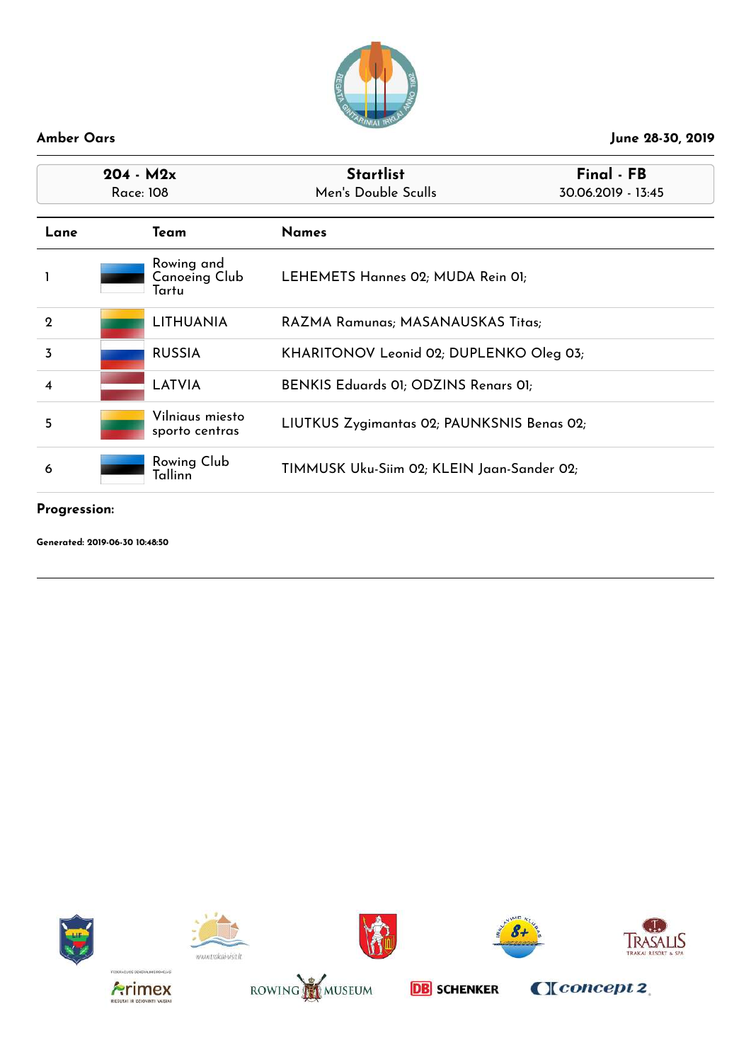**Amber Oars** | **June 28-30, 2019**

| **204 - M2x** | **Startlist** | **Final - FB** |
|---|---|---|
| Race: 108 | Men's Double Sculls | 30.06.2019 - 13:45 |

| Lane | Team | Names |
|---|---|---|
| 1 | Rowing and Canoeing Club Tartu | LEHEMETS Hannes 02; MUDA Rein 01; |
| 2 | LITHUANIA | RAZMA Ramunas; MASANAUSKAS Titas; |
| 3 | RUSSIA | KHARITONOV Leonid 02; DUPLENKO Oleg 03; |
| 4 | LATVIA | BENKIS Eduards 01; ODZINS Renars 01; |
| 5 | Vilniaus miesto sporto centras | LIUTKUS Zygimantas 02; PAUNKSNIS Benas 02; |
| 6 | Rowing Club Tallinn | TIMMUSK Uku-Siim 02; KLEIN Jaan-Sander 02; |

**Progression:**

**Generated: 2019-06-30 10:48:50**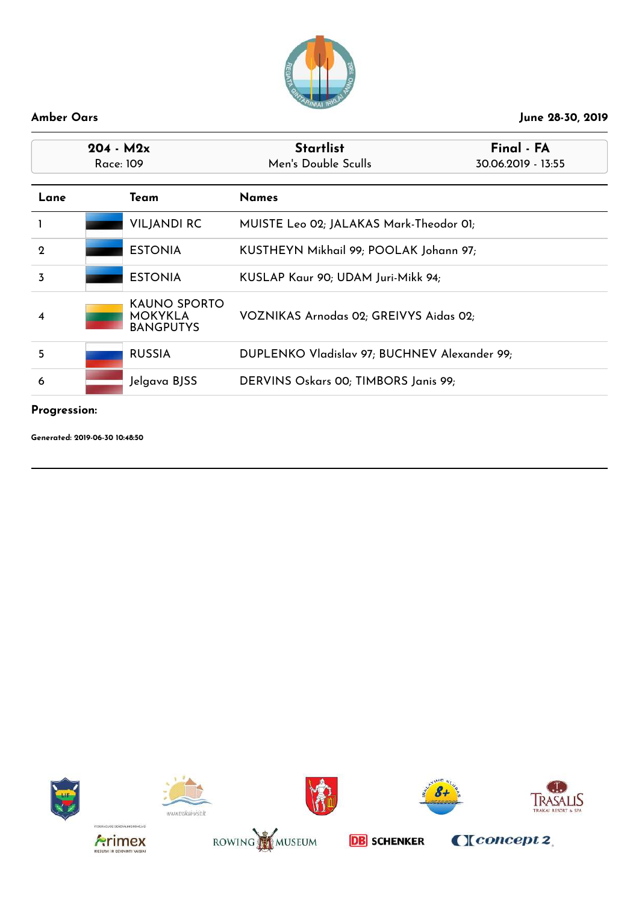**Amber Oars** — June 28-30, 2019

| 204 - M2x | Startlist | Final - FA |
|---|---|---|
| Race: 109 | Men's Double Sculls | 30.06.2019 - 13:55 |

| Lane | Team | Names |
|---|---|---|
| 1 | VILJANDI RC | MUISTE Leo 02; JALAKAS Mark-Theodor 01; |
| 2 | ESTONIA | KUSTHEYN Mikhail 99; POOLAK Johann 97; |
| 3 | ESTONIA | KUSLAP Kaur 90; UDAM Juri-Mikk 94; |
| 4 | KAUNO SPORTO MOKYKLA BANGPUTYS | VOZNIKAS Arnodas 02; GREIVYS Aidas 02; |
| 5 | RUSSIA | DUPLENKO Vladislav 97; BUCHNEV Alexander 99; |
| 6 | Jelgava BJSS | DERVINS Oskars 00; TIMBORS Janis 99; |

**Progression:**

**Generated: 2019-06-30 10:48:50**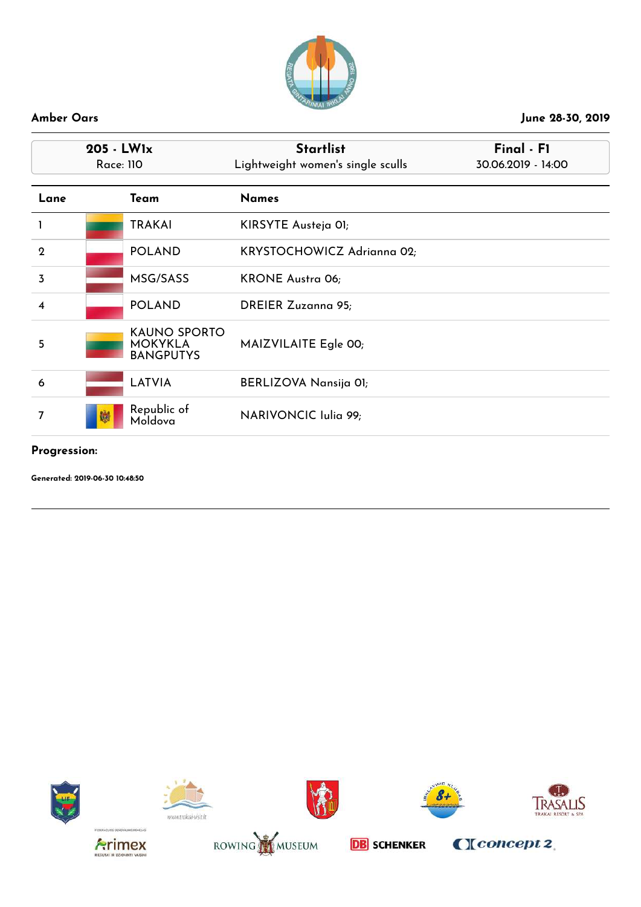**Amber Oars** | **June 28-30, 2019**

| 205 - LW1x<br>Race: 110 | Startlist<br>Lightweight women's single sculls | Final - F1<br>30.06.2019 - 14:00 |
|---|---|---|

| Lane | Team | Names |
|---|---|---|
| 1 | TRAKAI | KIRSYTE Austeja 01; |
| 2 | POLAND | KRYSTOCHOWICZ Adrianna 02; |
| 3 | MSG/SASS | KRONE Austra 06; |
| 4 | POLAND | DREIER Zuzanna 95; |
| 5 | KAUNO SPORTO MOKYKLA BANGPUTYS | MAIZVILAITE Egle 00; |
| 6 | LATVIA | BERLIZOVA Nansija 01; |
| 7 | Republic of Moldova | NARIVONCIC Iulia 99; |

**Progression:**

**Generated: 2019-06-30 10:48:50**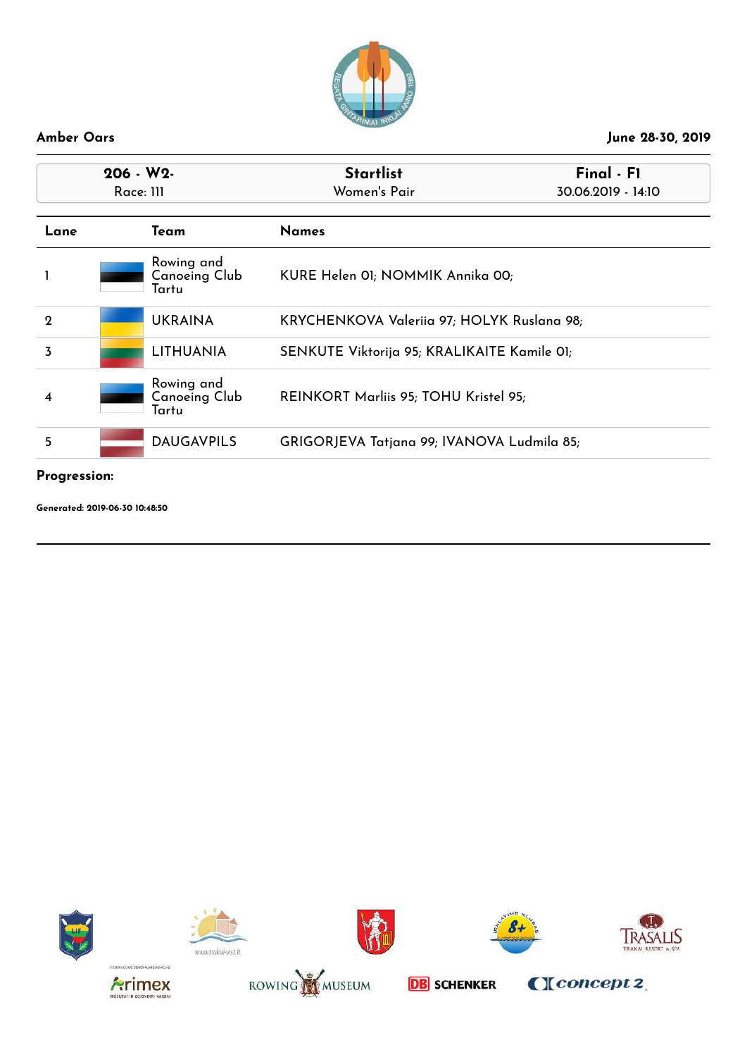**Amber Oars** June 28-30, 2019

| 206 - W2- | Startlist | Final - F1 |
|---|---|---|
| Race: 111 | Women's Pair | 30.06.2019 - 14:10 |

| Lane | Team | Names |
|---|---|---|
| 1 | Rowing and Canoeing Club Tartu | KURE Helen 01; NOMMIK Annika 00; |
| 2 | UKRAINA | KRYCHENKOVA Valeriia 97; HOLYK Ruslana 98; |
| 3 | LITHUANIA | SENKUTE Viktorija 95; KRALIKAITE Kamile 01; |
| 4 | Rowing and Canoeing Club Tartu | REINKORT Marliis 95; TOHU Kristel 95; |
| 5 | DAUGAVPILS | GRIGORJEVA Tatjana 99; IVANOVA Ludmila 85; |

**Progression:**

**Generated: 2019-06-30 10:48:50**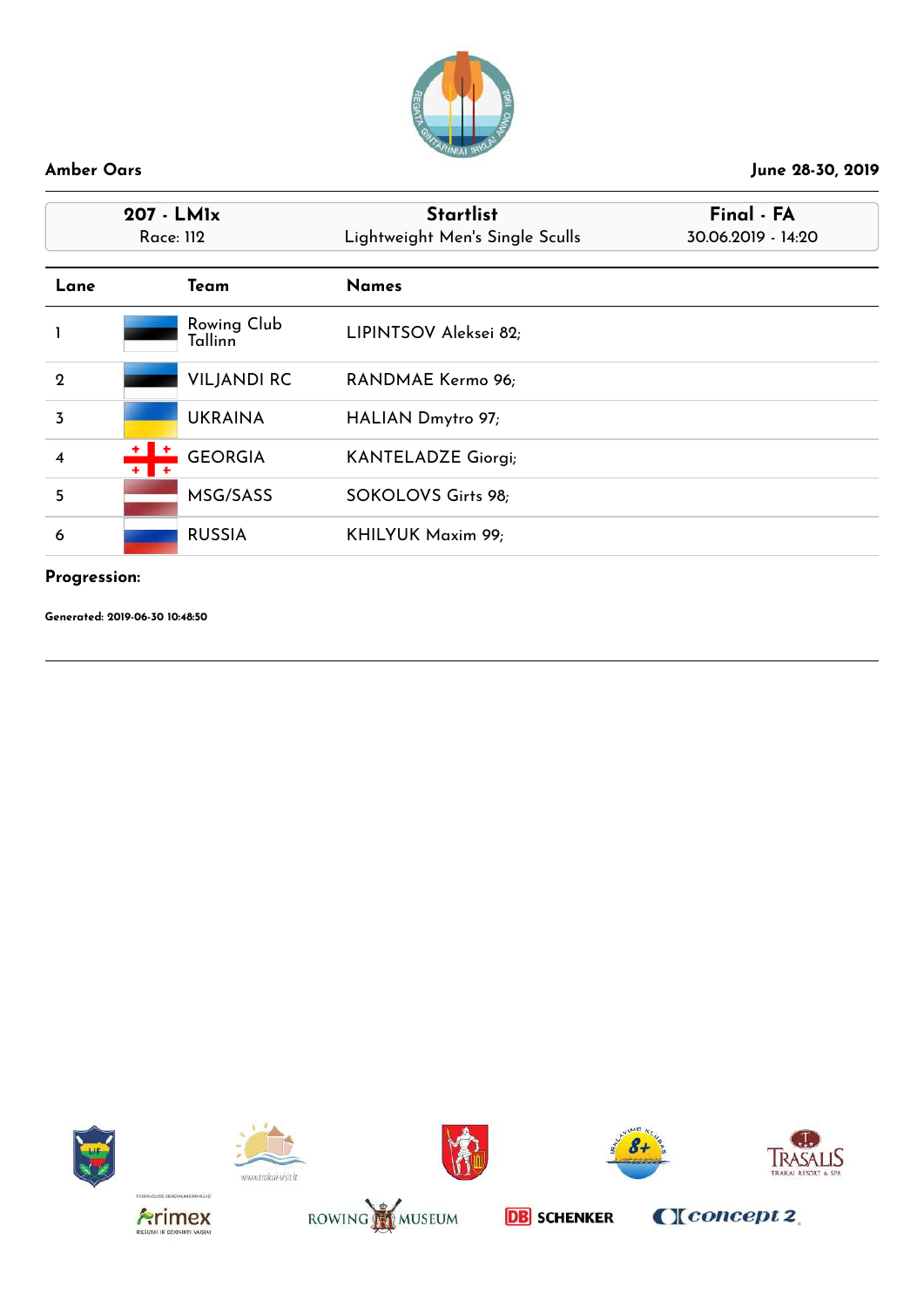**Amber Oars** — June 28-30, 2019

| 207 - LM1x<br>Race: 112 | Startlist<br>Lightweight Men's Single Sculls | Final - FA<br>30.06.2019 - 14:20 |
|---|---|---|

| Lane | Team | Names |
|---|---|---|
| 1 | Rowing Club Tallinn | LIPINTSOV Aleksei 82; |
| 2 | VILJANDI RC | RANDMAE Kermo 96; |
| 3 | UKRAINA | HALIAN Dmytro 97; |
| 4 | GEORGIA | KANTELADZE Giorgi; |
| 5 | MSG/SASS | SOKOLOVS Girts 98; |
| 6 | RUSSIA | KHILYUK Maxim 99; |

**Progression:**

**Generated: 2019-06-30 10:48:50**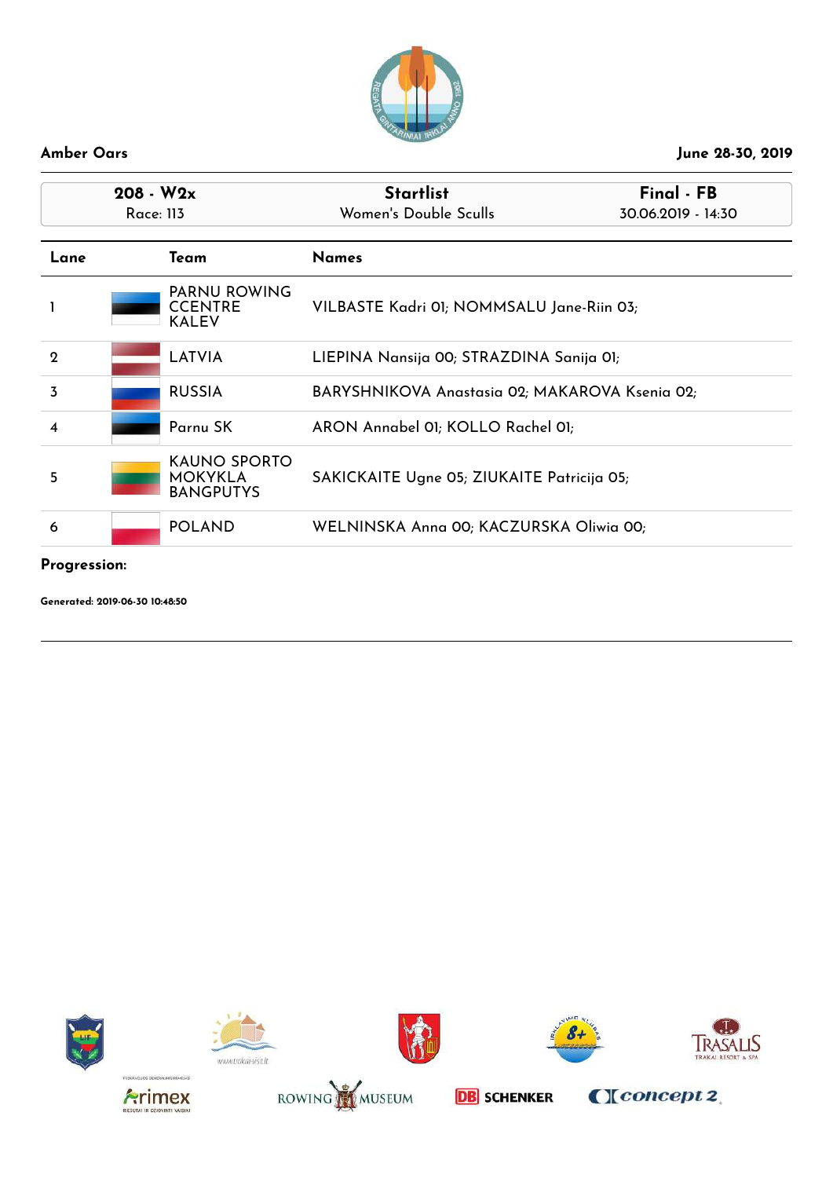**Amber Oars** June 28-30, 2019

| 208 - W2x | Startlist | Final - FB |
|---|---|---|
| Race: 113 | Women's Double Sculls | 30.06.2019 - 14:30 |

| Lane | Team | Names |
|---|---|---|
| 1 | PARNU ROWING CCENTRE KALEV | VILBASTE Kadri 01; NOMMSALU Jane-Riin 03; |
| 2 | LATVIA | LIEPINA Nansija 00; STRAZDINA Sanija 01; |
| 3 | RUSSIA | BARYSHNIKOVA Anastasia 02; MAKAROVA Ksenia 02; |
| 4 | Parnu SK | ARON Annabel 01; KOLLO Rachel 01; |
| 5 | KAUNO SPORTO MOKYKLA BANGPUTYS | SAKICKAITE Ugne 05; ZIUKAITE Patricija 05; |
| 6 | POLAND | WELNINSKA Anna 00; KACZURSKA Oliwia 00; |

**Progression:**

**Generated: 2019-06-30 10:48:50**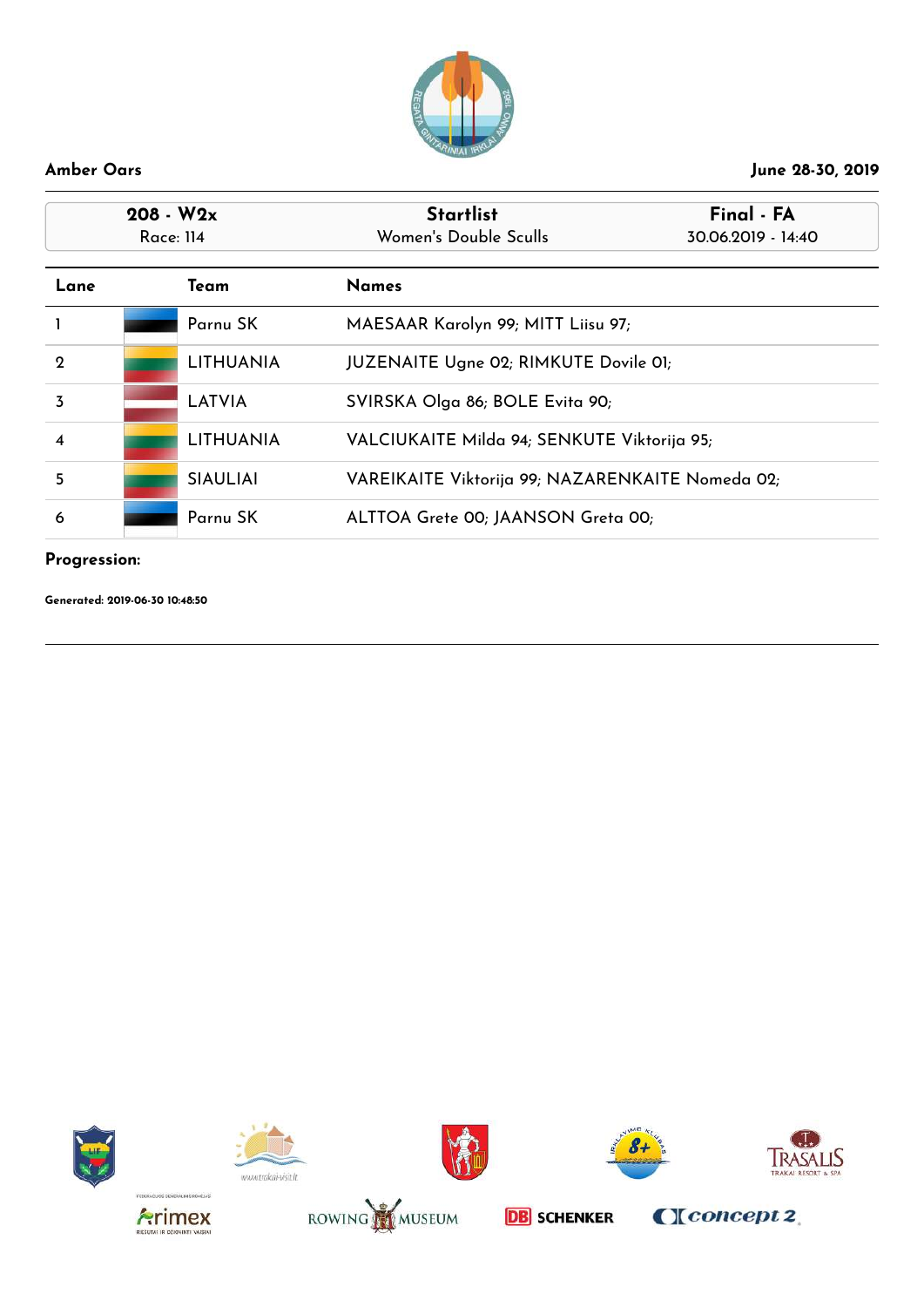**Amber Oars** June 28-30, 2019

| 208 - W2x | Startlist | Final - FA |
|---|---|---|
| Race: 114 | Women's Double Sculls | 30.06.2019 - 14:40 |

| Lane | Team | Names |
|---|---|---|
| 1 | Parnu SK | MAESAAR Karolyn 99; MITT Liisu 97; |
| 2 | LITHUANIA | JUZENAITE Ugne 02; RIMKUTE Dovile 01; |
| 3 | LATVIA | SVIRSKA Olga 86; BOLE Evita 90; |
| 4 | LITHUANIA | VALCIUKAITE Milda 94; SENKUTE Viktorija 95; |
| 5 | SIAULIAI | VAREIKAITE Viktorija 99; NAZARENKAITE Nomeda 02; |
| 6 | Parnu SK | ALTTOA Grete 00; JAANSON Greta 00; |

**Progression:**

**Generated: 2019-06-30 10:48:50**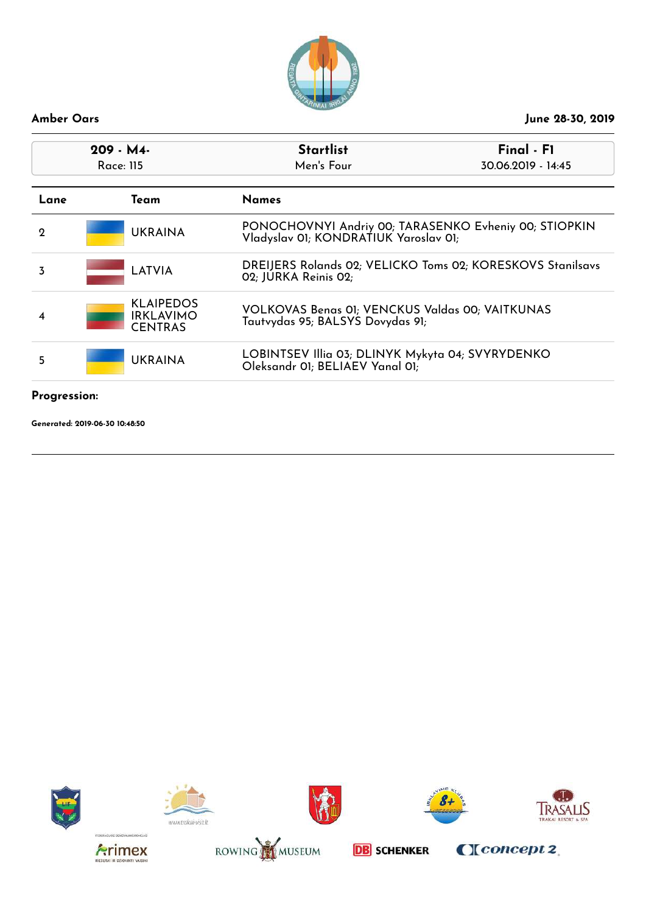**Amber Oars** — June 28-30, 2019

| 209 - M4- | Startlist | Final - F1 |
|---|---|---|
| Race: 115 | Men's Four | 30.06.2019 - 14:45 |

| Lane | Team | Names |
|---|---|---|
| 2 | UKRAINA | PONOCHOVNYI Andriy 00; TARASENKO Evheniy 00; STIOPKIN Vladyslav 01; KONDRATIUK Yaroslav 01; |
| 3 | LATVIA | DREIJERS Rolands 02; VELICKO Toms 02; KORESKOVS Stanilsavs 02; JURKA Reinis 02; |
| 4 | KLAIPEDOS IRKLAVIMO CENTRAS | VOLKOVAS Benas 01; VENCKUS Valdas 00; VAITKUNAS Tautvydas 95; BALSYS Dovydas 91; |
| 5 | UKRAINA | LOBINTSEV Illia 03; DLINYK Mykyta 04; SVYRYDENKO Oleksandr 01; BELIAEV Yanal 01; |

**Progression:**

**Generated: 2019-06-30 10:48:50**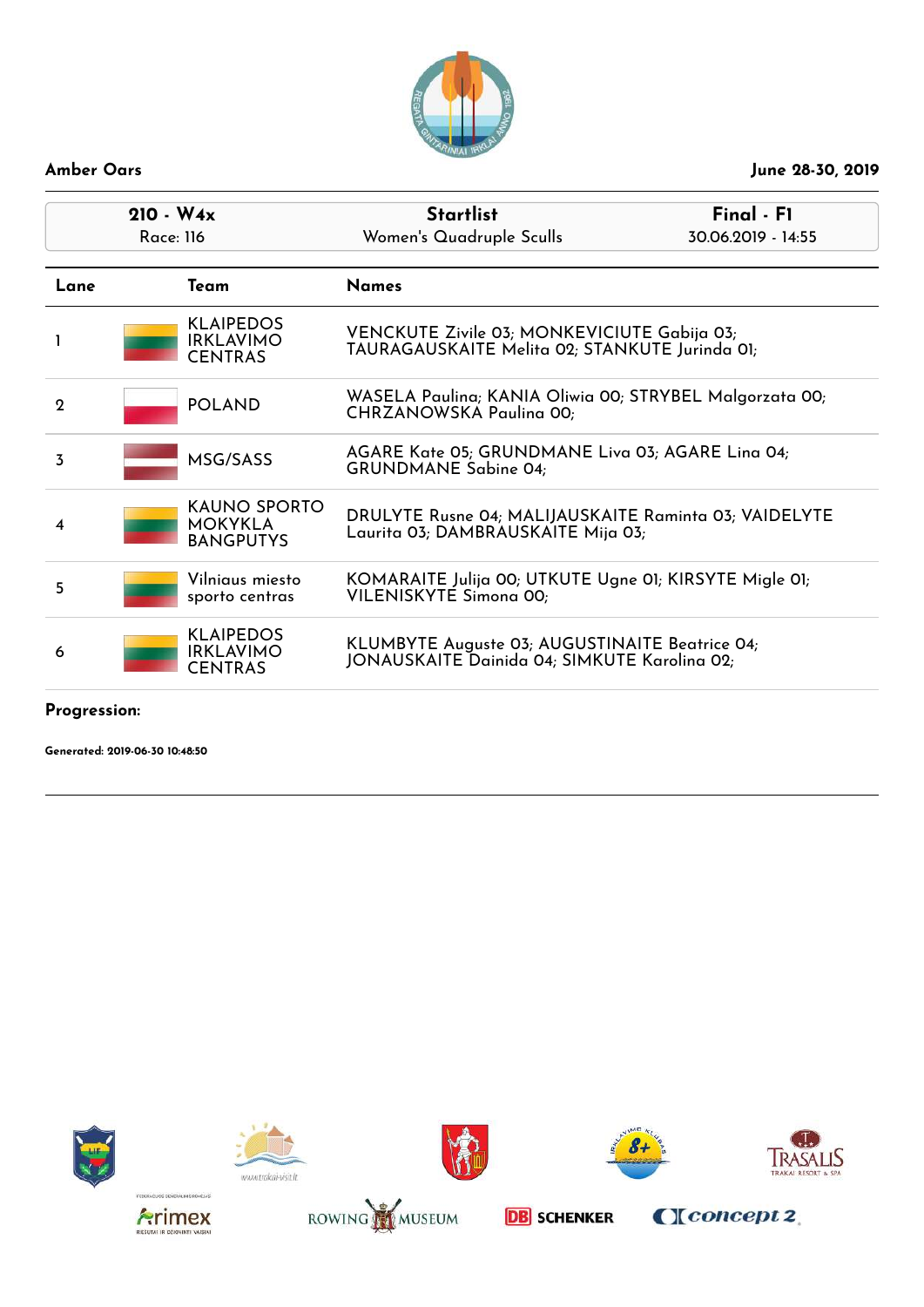**Amber Oars** — June 28-30, 2019

| 210 - W4x | Startlist | Final - F1 |
|---|---|---|
| Race: 116 | Women's Quadruple Sculls | 30.06.2019 - 14:55 |

| Lane | Team | Names |
|---|---|---|
| 1 | KLAIPEDOS IRKLAVIMO CENTRAS | VENCKUTE Zivile 03; MONKEVICIUTE Gabija 03; TAURAGAUSKAITE Melita 02; STANKUTE Jurinda 01; |
| 2 | POLAND | WASELA Paulina; KANIA Oliwia 00; STRYBEL Malgorzata 00; CHRZANOWSKA Paulina 00; |
| 3 | MSG/SASS | AGARE Kate 05; GRUNDMANE Liva 03; AGARE Lina 04; GRUNDMANE Sabine 04; |
| 4 | KAUNO SPORTO MOKYKLA BANGPUTYS | DRULYTE Rusne 04; MALIJAUSKAITE Raminta 03; VAIDELYTE Laurita 03; DAMBRAUSKAITE Mija 03; |
| 5 | Vilniaus miesto sporto centras | KOMARAITE Julija 00; UTKUTE Ugne 01; KIRSYTE Migle 01; VILENISKYTE Simona 00; |
| 6 | KLAIPEDOS IRKLAVIMO CENTRAS | KLUMBYTE Auguste 03; AUGUSTINAITE Beatrice 04; JONAUSKAITE Dainida 04; SIMKUTE Karolina 02; |

**Progression:**

**Generated: 2019-06-30 10:48:50**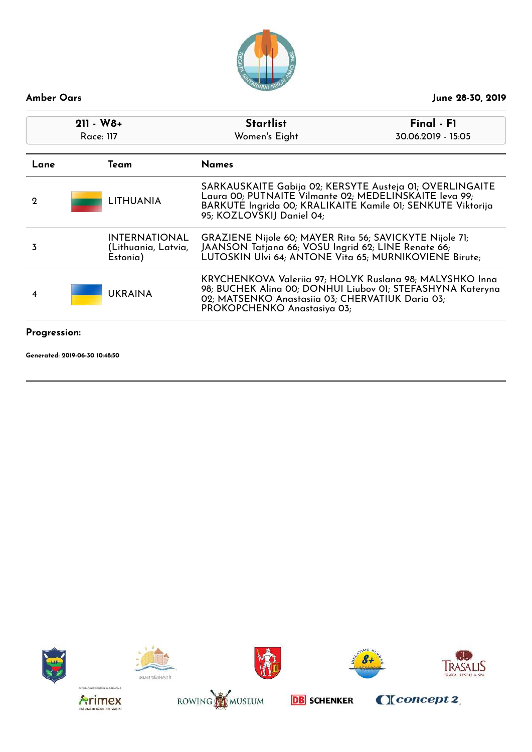**Amber Oars** — June 28-30, 2019

| 211 - W8+ | Startlist | Final - F1 |
|---|---|---|
| Race: 117 | Women's Eight | 30.06.2019 - 15:05 |

| Lane | Team | Names |
|---|---|---|
| 2 | LITHUANIA | SARKAUSKAITE Gabija 02; KERSYTE Austeja 01; OVERLINGAITE Laura 00; PUTNAITE Vilmante 02; MEDELINSKAITE Ieva 99; BARKUTE Ingrida 00; KRALIKAITE Kamile 01; SENKUTE Viktorija 95; KOZLOVSKIJ Daniel 04; |
| 3 | INTERNATIONAL (Lithuania, Latvia, Estonia) | GRAZIENE Nijole 60; MAYER Rita 56; SAVICKYTE Nijole 71; JAANSON Tatjana 66; VOSU Ingrid 62; LINE Renate 66; LUTOSKIN Ulvi 64; ANTONE Vita 65; MURNIKOVIENE Birute; |
| 4 | UKRAINA | KRYCHENKOVA Valeriia 97; HOLYK Ruslana 98; MALYSHKO Inna 98; BUCHEK Alina 00; DONHUI Liubov 01; STEFASHYNA Kateryna 02; MATSENKO Anastasiia 03; CHERVATIUK Daria 03; PROKOPCHENKO Anastasiya 03; |

**Progression:**

**Generated: 2019-06-30 10:48:50**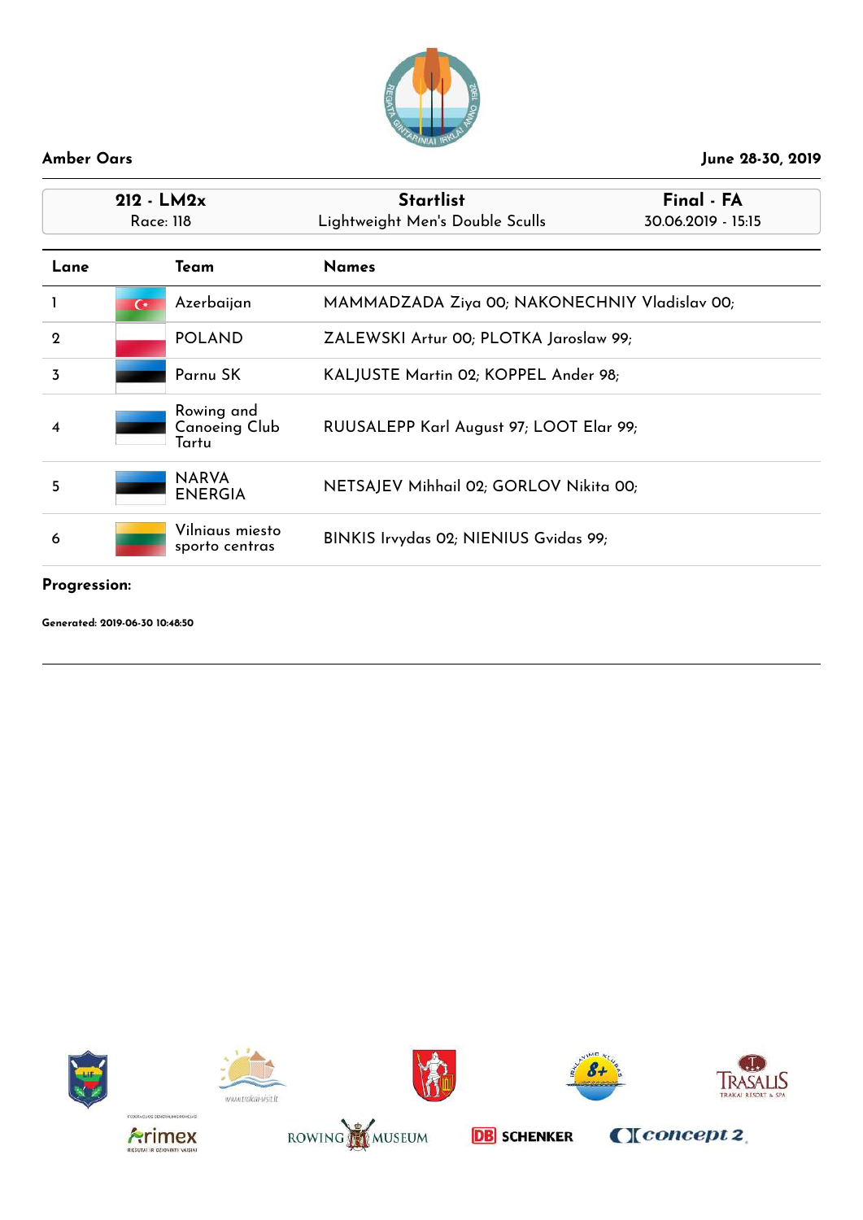**Amber Oars** — June 28-30, 2019

| 212 - LM2x | Startlist | Final - FA |
|---|---|---|
| Race: 118 | Lightweight Men's Double Sculls | 30.06.2019 - 15:15 |

| Lane | Team | Names |
|---|---|---|
| 1 | Azerbaijan | MAMMADZADA Ziya 00; NAKONECHNIY Vladislav 00; |
| 2 | POLAND | ZALEWSKI Artur 00; PLOTKA Jaroslaw 99; |
| 3 | Parnu SK | KALJUSTE Martin 02; KOPPEL Ander 98; |
| 4 | Rowing and Canoeing Club Tartu | RUUSALEPP Karl August 97; LOOT Elar 99; |
| 5 | NARVA ENERGIA | NETSAJEV Mihhail 02; GORLOV Nikita 00; |
| 6 | Vilniaus miesto sporto centras | BINKIS Irvydas 02; NIENIUS Gvidas 99; |

**Progression:**

**Generated: 2019-06-30 10:48:50**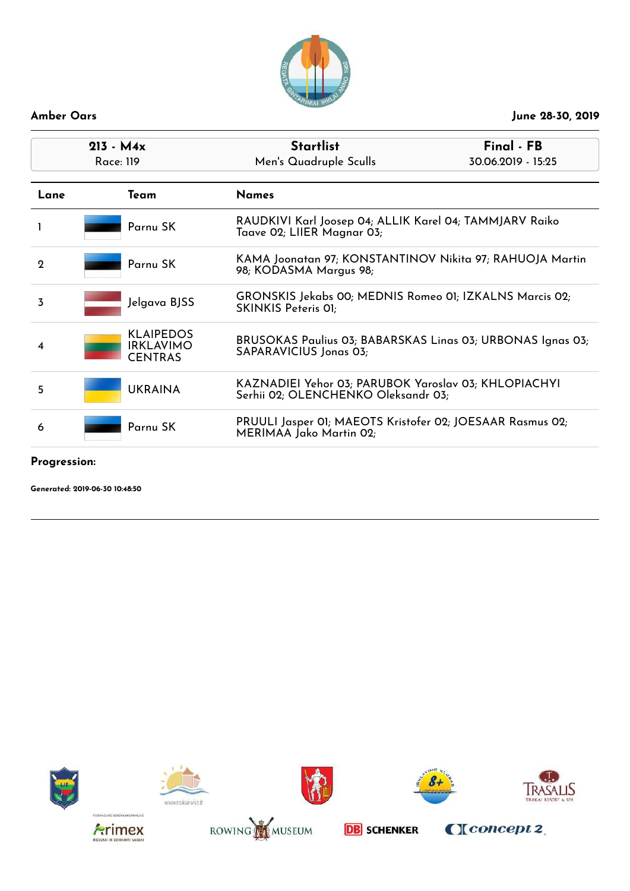**Amber Oars** | **June 28-30, 2019**

| **213 - M4x** | **Startlist** | **Final - FB** |
|---|---|---|
| Race: 119 | Men's Quadruple Sculls | 30.06.2019 - 15:25 |

| Lane | Team | Names |
|---|---|---|
| 1 | Parnu SK | RAUDKIVI Karl Joosep 04; ALLIK Karel 04; TAMMJARV Raiko Taave 02; LIIER Magnar 03; |
| 2 | Parnu SK | KAMA Joonatan 97; KONSTANTINOV Nikita 97; RAHUOJA Martin 98; KODASMA Margus 98; |
| 3 | Jelgava BJSS | GRONSKIS Jekabs 00; MEDNIS Romeo 01; IZKALNS Marcis 02; SKINKIS Peteris 01; |
| 4 | KLAIPEDOS IRKLAVIMO CENTRAS | BRUSOKAS Paulius 03; BABARSKAS Linas 03; URBONAS Ignas 03; SAPARAVICIUS Jonas 03; |
| 5 | UKRAINA | KAZNADIEI Yehor 03; PARUBOK Yaroslav 03; KHLOPIACHYI Serhii 02; OLENCHENKO Oleksandr 03; |
| 6 | Parnu SK | PRUULI Jasper 01; MAEOTS Kristofer 02; JOESAAR Rasmus 02; MERIMAA Jako Martin 02; |

**Progression:**

**Generated: 2019-06-30 10:48:50**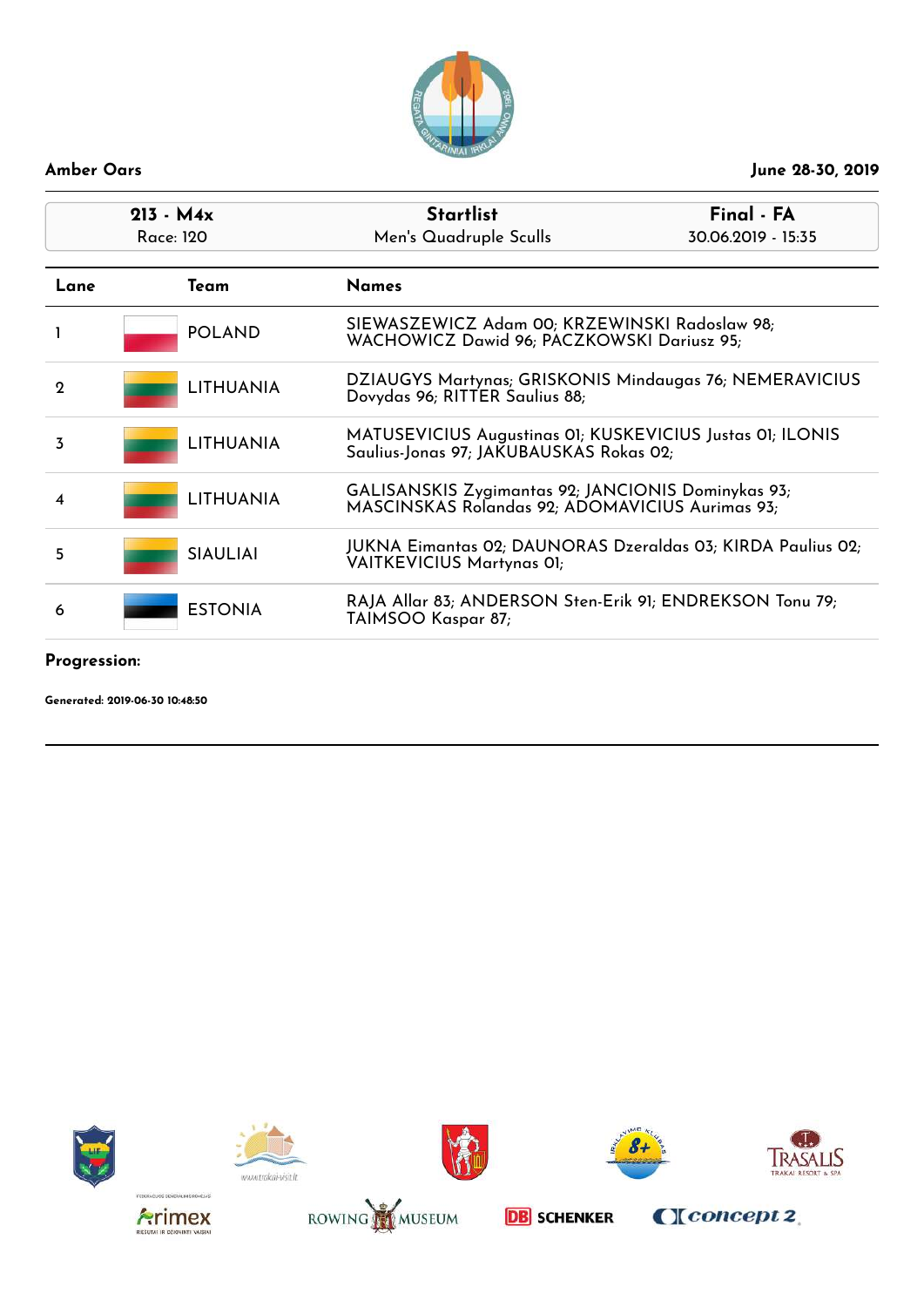**Amber Oars** — June 28-30, 2019

| 213 - M4x | Startlist | Final - FA |
|---|---|---|
| Race: 120 | Men's Quadruple Sculls | 30.06.2019 - 15:35 |

| Lane | Team | Names |
|---|---|---|
| 1 | POLAND | SIEWASZEWICZ Adam 00; KRZEWINSKI Radoslaw 98; WACHOWICZ Dawid 96; PACZKOWSKI Dariusz 95; |
| 2 | LITHUANIA | DZIAUGYS Martynas; GRISKONIS Mindaugas 76; NEMERAVICIUS Dovydas 96; RITTER Saulius 88; |
| 3 | LITHUANIA | MATUSEVICIUS Augustinas 01; KUSKEVICIUS Justas 01; ILONIS Saulius-Jonas 97; JAKUBAUSKAS Rokas 02; |
| 4 | LITHUANIA | GALISANSKIS Zygimantas 92; JANCIONIS Dominykas 93; MASCINSKAS Rolandas 92; ADOMAVICIUS Aurimas 93; |
| 5 | SIAULIAI | JUKNA Eimantas 02; DAUNORAS Dzeraldas 03; KIRDA Paulius 02; VAITKEVICIUS Martynas 01; |
| 6 | ESTONIA | RAJA Allar 83; ANDERSON Sten-Erik 91; ENDREKSON Tonu 79; TAIMSOO Kaspar 87; |

**Progression:**

**Generated: 2019-06-30 10:48:50**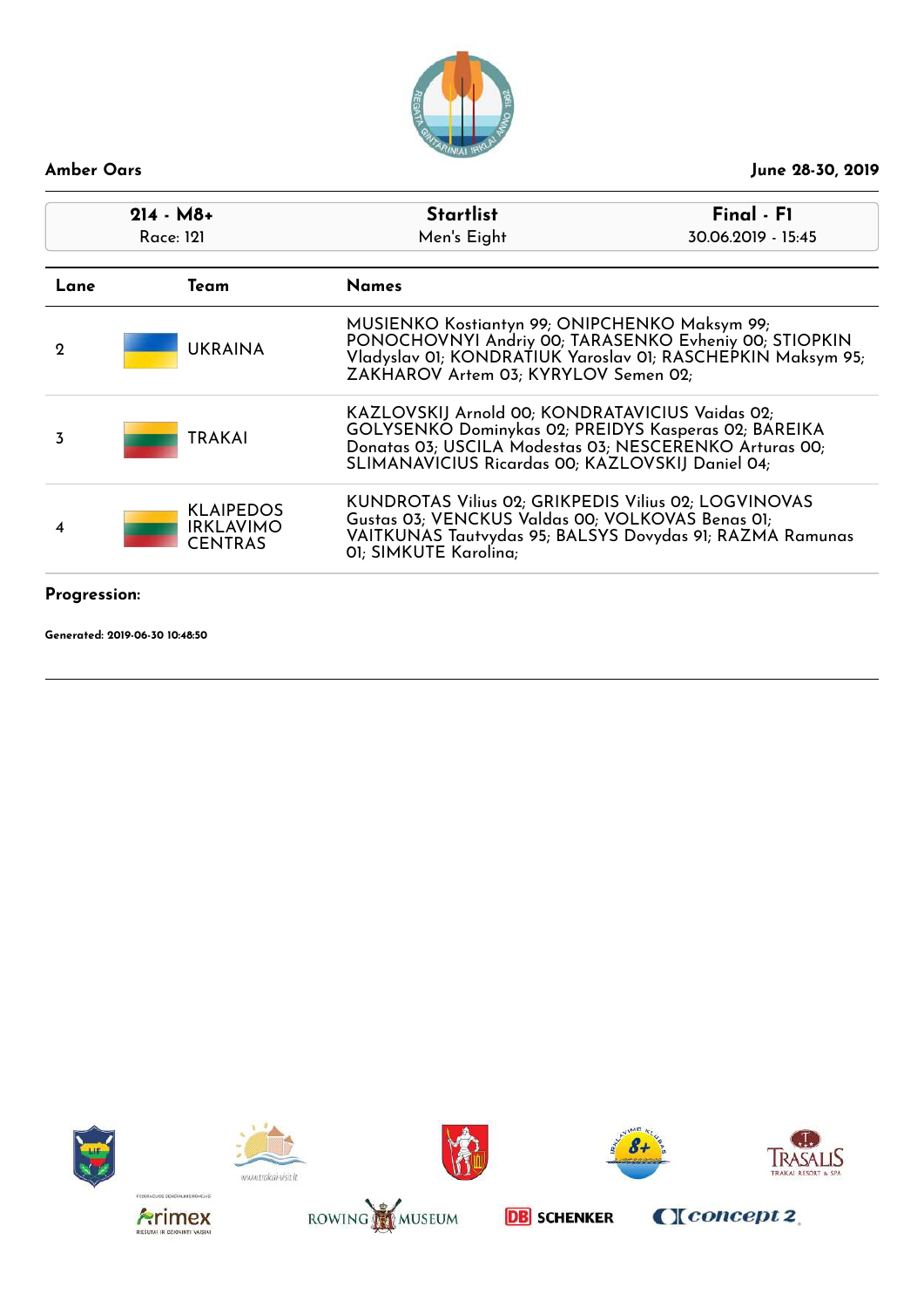**Amber Oars** **June 28-30, 2019**

| 214 - M8+ | Startlist | Final - F1 |
|---|---|---|
| Race: 121 | Men's Eight | 30.06.2019 - 15:45 |

| Lane | Team | Names |
|---|---|---|
| 2 | UKRAINA | MUSIENKO Kostiantyn 99; ONIPCHENKO Maksym 99; PONOCHOVNYI Andriy 00; TARASENKO Evheniy 00; STIOPKIN Vladyslav 01; KONDRATIUK Yaroslav 01; RASCHEPKIN Maksym 95; ZAKHAROV Artem 03; KYRYLOV Semen 02; |
| 3 | TRAKAI | KAZLOVSKIJ Arnold 00; KONDRATAVICIUS Vaidas 02; GOLYSENKO Dominykas 02; PREIDYS Kasperas 02; BAREIKA Donatas 03; USCILA Modestas 03; NESCERENKO Arturas 00; SLIMANAVICIUS Ricardas 00; KAZLOVSKIJ Daniel 04; |
| 4 | KLAIPEDOS IRKLAVIMO CENTRAS | KUNDROTAS Vilius 02; GRIKPEDIS Vilius 02; LOGVINOVAS Gustas 03; VENCKUS Valdas 00; VOLKOVAS Benas 01; VAITKUNAS Tautvydas 95; BALSYS Dovydas 91; RAZMA Ramunas 01; SIMKUTE Karolina; |

**Progression:**

**Generated: 2019-06-30 10:48:50**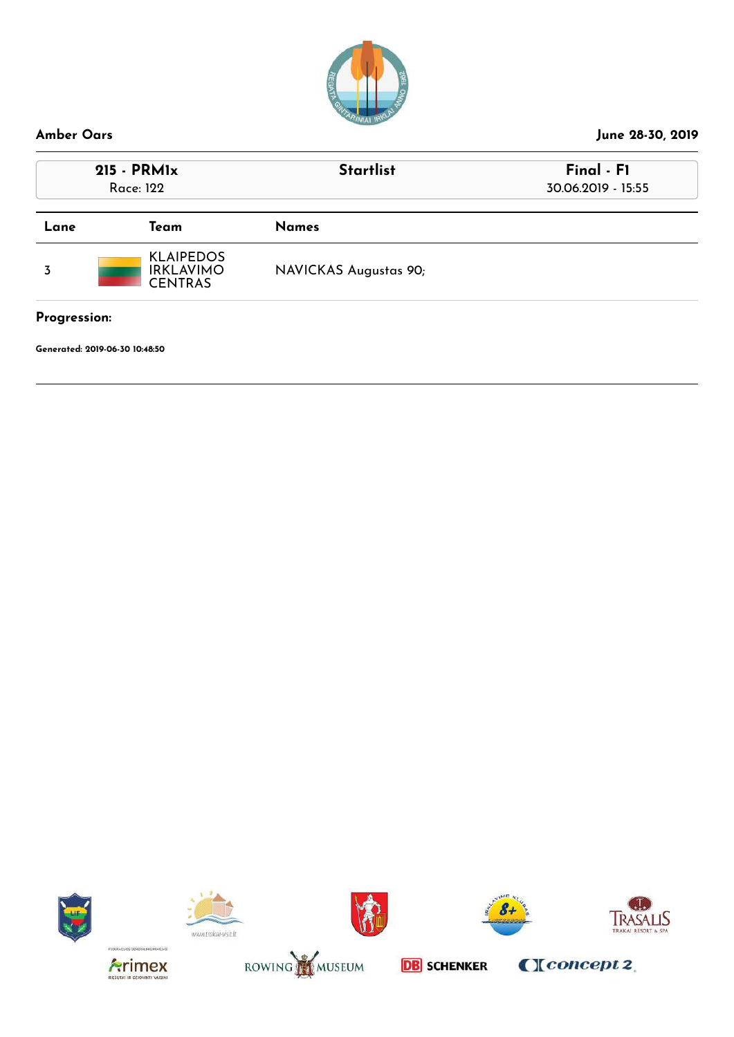**Amber Oars** — June 28-30, 2019

| 215 - PRM1x<br>Race: 122 | Startlist | Final - F1<br>30.06.2019 - 15:55 |
|---|---|---|

| Lane | Team | Names |
|---|---|---|
| 3 | KLAIPEDOS IRKLAVIMO CENTRAS | NAVICKAS Augustas 90; |

**Progression:**

**Generated: 2019-06-30 10:48:50**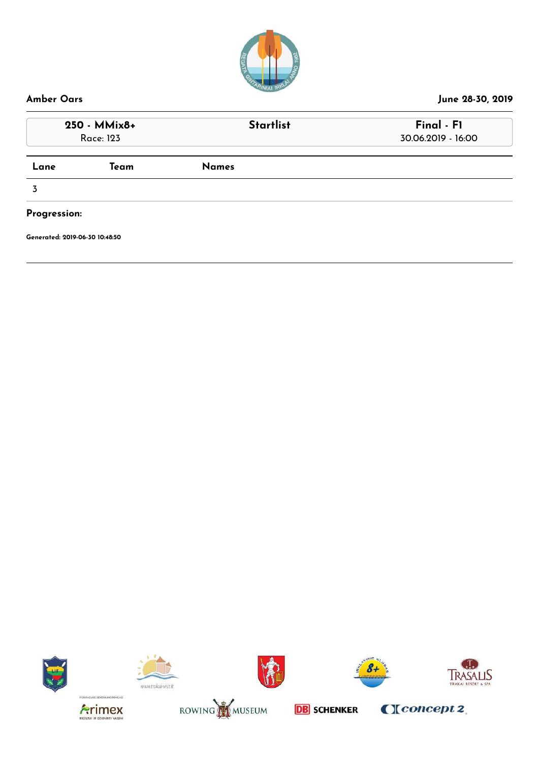**Amber Oars** June 28-30, 2019

| 250 - MMix8+ Race: 123 | Startlist | Final - F1 30.06.2019 - 16:00 |
| --- | --- | --- |

| Lane | Team | Names |
| --- | --- | --- |
| 3 | | |

**Progression:**

**Generated: 2019-06-30 10:48:50**